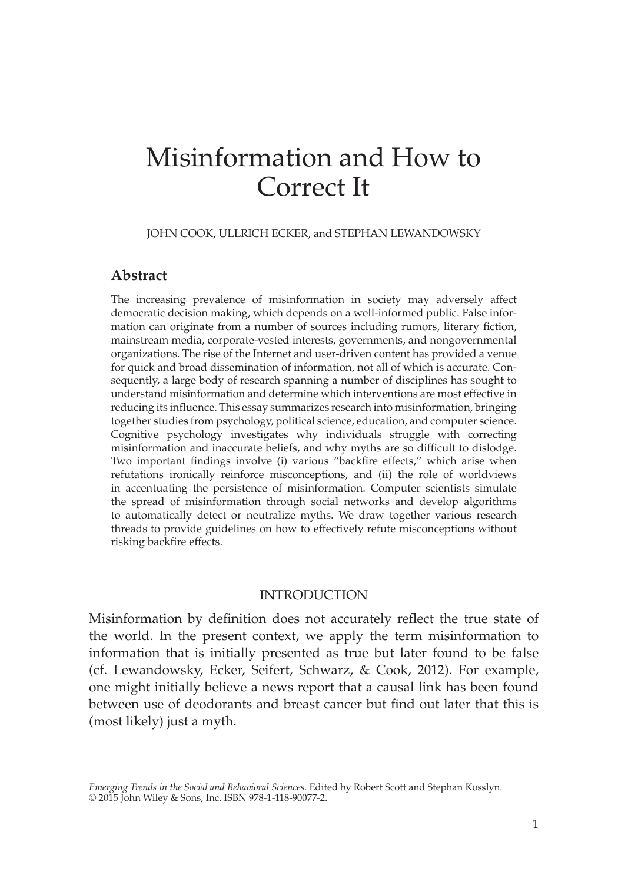# Misinformation and How to Correct It

JOHN COOK, ULLRICH ECKER, and STEPHAN LEWANDOWSKY

## Abstract

The increasing prevalence of misinformation in society may adversely affect democratic decision making, which depends on a well-informed public. False information can originate from a number of sources including rumors, literary fiction, mainstream media, corporate-vested interests, governments, and nongovernmental organizations. The rise of the Internet and user-driven content has provided a venue for quick and broad dissemination of information, not all of which is accurate. Consequently, a large body of research spanning a number of disciplines has sought to understand misinformation and determine which interventions are most effective in reducing its influence. This essay summarizes research into misinformation, bringing together studies from psychology, political science, education, and computer science. Cognitive psychology investigates why individuals struggle with correcting misinformation and inaccurate beliefs, and why myths are so difficult to dislodge. Two important findings involve (i) various "backfire effects," which arise when refutations ironically reinforce misconceptions, and (ii) the role of worldviews in accentuating the persistence of misinformation. Computer scientists simulate the spread of misinformation through social networks and develop algorithms to automatically detect or neutralize myths. We draw together various research threads to provide guidelines on how to effectively refute misconceptions without risking backfire effects.

## INTRODUCTION

Misinformation by definition does not accurately reflect the true state of the world. In the present context, we apply the term misinformation to information that is initially presented as true but later found to be false (cf. Lewandowsky, Ecker, Seifert, Schwarz, & Cook, 2012). For example, one might initially believe a news report that a causal link has been found between use of deodorants and breast cancer but find out later that this is (most likely) just a myth.

*Emerging Trends in the Social and Behavioral Sciences*. Edited by Robert Scott and Stephan Kosslyn.
© 2015 John Wiley & Sons, Inc. ISBN 978-1-118-90077-2.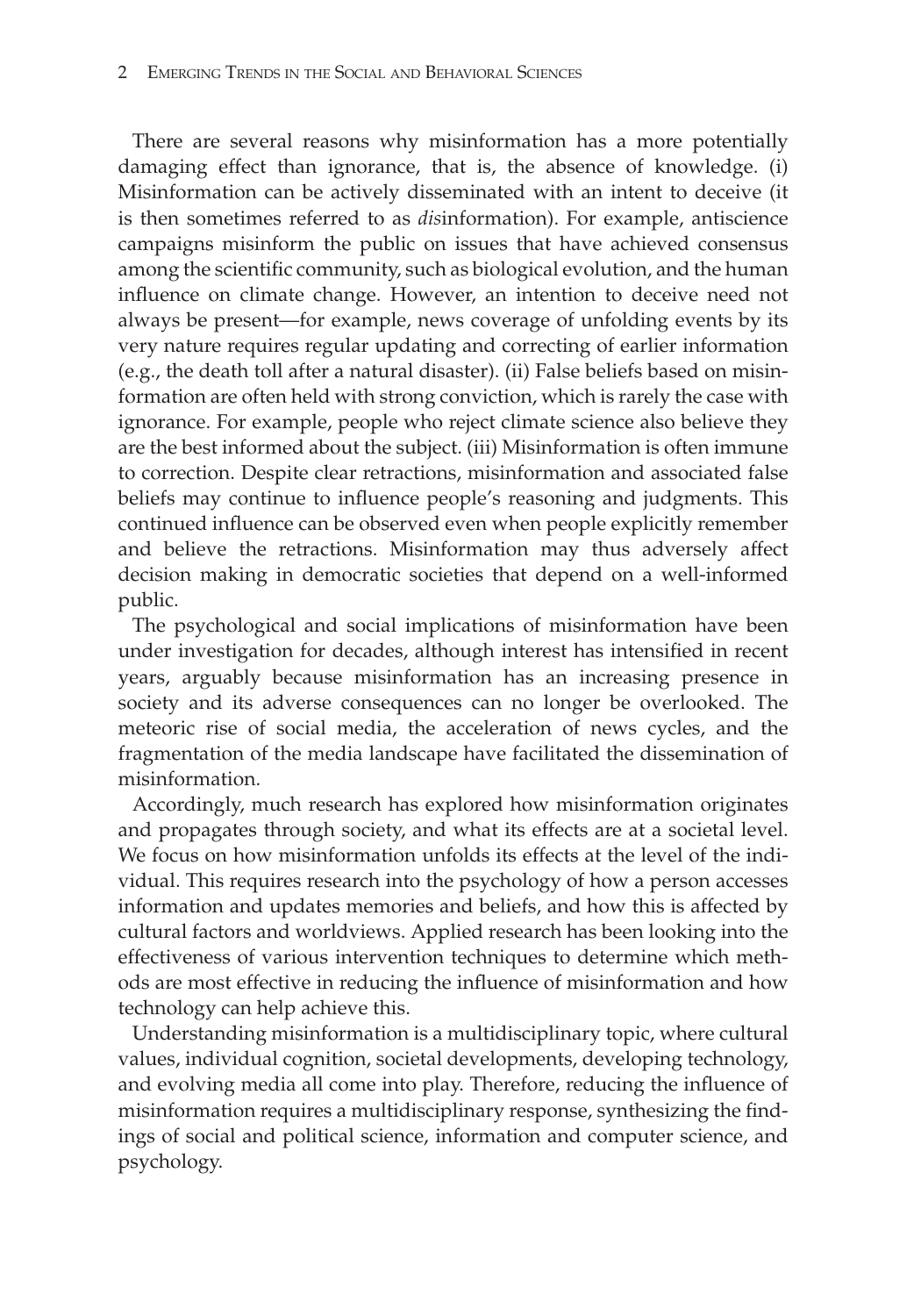There are several reasons why misinformation has a more potentially damaging effect than ignorance, that is, the absence of knowledge. (i) Misinformation can be actively disseminated with an intent to deceive (it is then sometimes referred to as *dis*information). For example, antiscience campaigns misinform the public on issues that have achieved consensus among the scientific community, such as biological evolution, and the human influence on climate change. However, an intention to deceive need not always be present—for example, news coverage of unfolding events by its very nature requires regular updating and correcting of earlier information (e.g., the death toll after a natural disaster). (ii) False beliefs based on misinformation are often held with strong conviction, which is rarely the case with ignorance. For example, people who reject climate science also believe they are the best informed about the subject. (iii) Misinformation is often immune to correction. Despite clear retractions, misinformation and associated false beliefs may continue to influence people's reasoning and judgments. This continued influence can be observed even when people explicitly remember and believe the retractions. Misinformation may thus adversely affect decision making in democratic societies that depend on a well-informed public.

The psychological and social implications of misinformation have been under investigation for decades, although interest has intensified in recent years, arguably because misinformation has an increasing presence in society and its adverse consequences can no longer be overlooked. The meteoric rise of social media, the acceleration of news cycles, and the fragmentation of the media landscape have facilitated the dissemination of misinformation.

Accordingly, much research has explored how misinformation originates and propagates through society, and what its effects are at a societal level. We focus on how misinformation unfolds its effects at the level of the individual. This requires research into the psychology of how a person accesses information and updates memories and beliefs, and how this is affected by cultural factors and worldviews. Applied research has been looking into the effectiveness of various intervention techniques to determine which methods are most effective in reducing the influence of misinformation and how technology can help achieve this.

Understanding misinformation is a multidisciplinary topic, where cultural values, individual cognition, societal developments, developing technology, and evolving media all come into play. Therefore, reducing the influence of misinformation requires a multidisciplinary response, synthesizing the findings of social and political science, information and computer science, and psychology.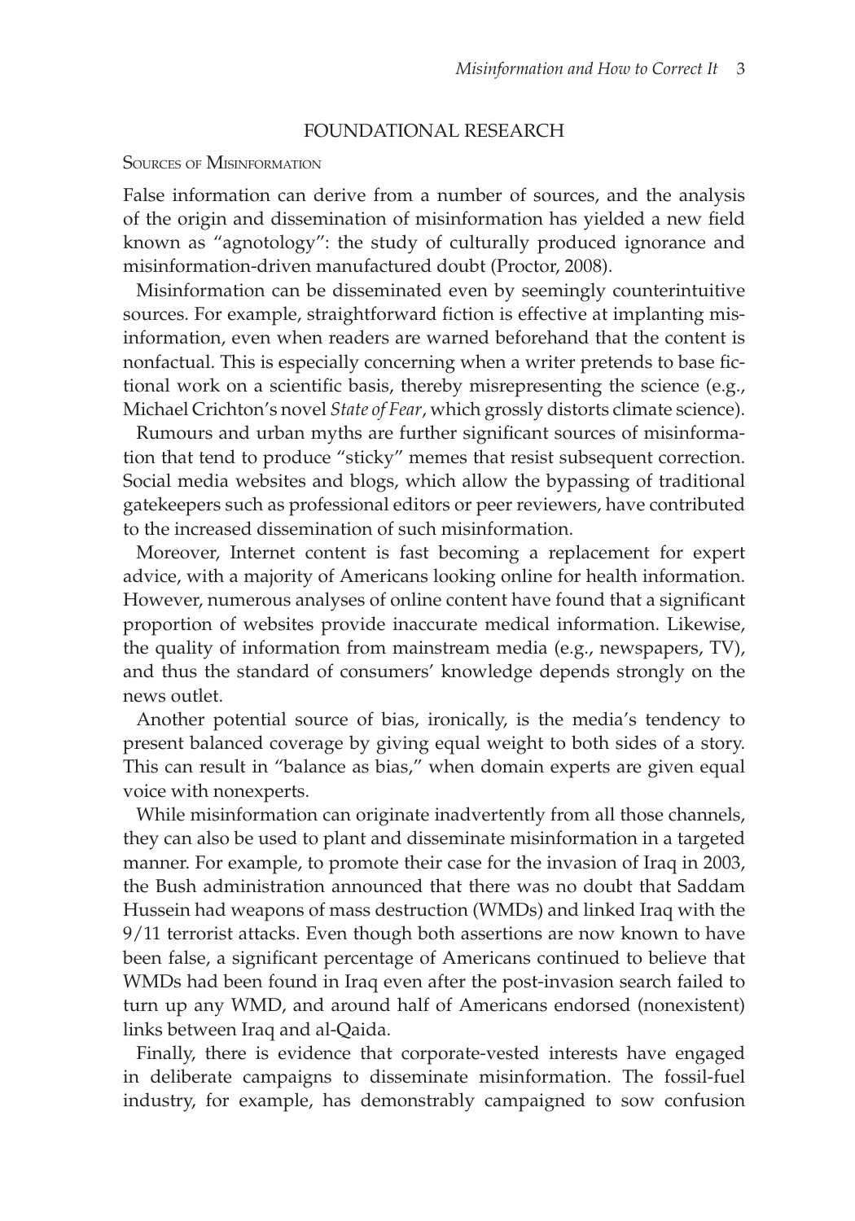## FOUNDATIONAL RESEARCH

### Sources of Misinformation

False information can derive from a number of sources, and the analysis of the origin and dissemination of misinformation has yielded a new field known as "agnotology": the study of culturally produced ignorance and misinformation-driven manufactured doubt (Proctor, 2008).

Misinformation can be disseminated even by seemingly counterintuitive sources. For example, straightforward fiction is effective at implanting misinformation, even when readers are warned beforehand that the content is nonfactual. This is especially concerning when a writer pretends to base fictional work on a scientific basis, thereby misrepresenting the science (e.g., Michael Crichton's novel *State of Fear*, which grossly distorts climate science).

Rumours and urban myths are further significant sources of misinformation that tend to produce "sticky" memes that resist subsequent correction. Social media websites and blogs, which allow the bypassing of traditional gatekeepers such as professional editors or peer reviewers, have contributed to the increased dissemination of such misinformation.

Moreover, Internet content is fast becoming a replacement for expert advice, with a majority of Americans looking online for health information. However, numerous analyses of online content have found that a significant proportion of websites provide inaccurate medical information. Likewise, the quality of information from mainstream media (e.g., newspapers, TV), and thus the standard of consumers' knowledge depends strongly on the news outlet.

Another potential source of bias, ironically, is the media's tendency to present balanced coverage by giving equal weight to both sides of a story. This can result in "balance as bias," when domain experts are given equal voice with nonexperts.

While misinformation can originate inadvertently from all those channels, they can also be used to plant and disseminate misinformation in a targeted manner. For example, to promote their case for the invasion of Iraq in 2003, the Bush administration announced that there was no doubt that Saddam Hussein had weapons of mass destruction (WMDs) and linked Iraq with the 9/11 terrorist attacks. Even though both assertions are now known to have been false, a significant percentage of Americans continued to believe that WMDs had been found in Iraq even after the post-invasion search failed to turn up any WMD, and around half of Americans endorsed (nonexistent) links between Iraq and al-Qaida.

Finally, there is evidence that corporate-vested interests have engaged in deliberate campaigns to disseminate misinformation. The fossil-fuel industry, for example, has demonstrably campaigned to sow confusion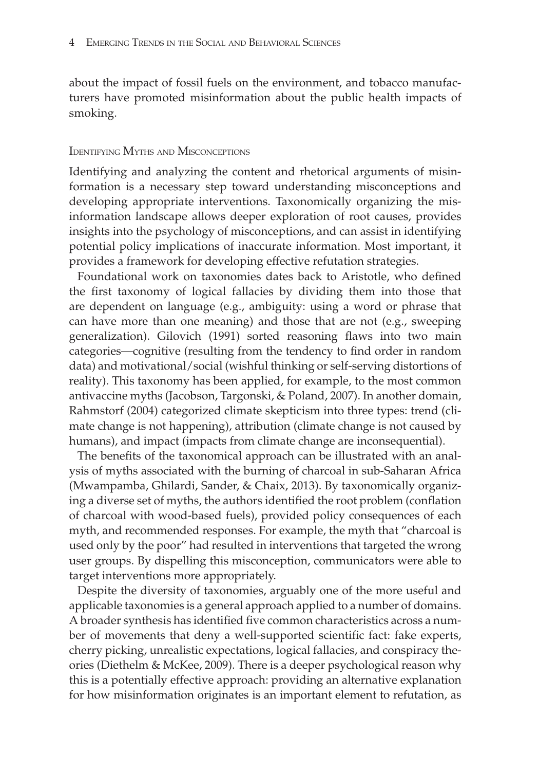about the impact of fossil fuels on the environment, and tobacco manufacturers have promoted misinformation about the public health impacts of smoking.

### Identifying Myths and Misconceptions

Identifying and analyzing the content and rhetorical arguments of misinformation is a necessary step toward understanding misconceptions and developing appropriate interventions. Taxonomically organizing the misinformation landscape allows deeper exploration of root causes, provides insights into the psychology of misconceptions, and can assist in identifying potential policy implications of inaccurate information. Most important, it provides a framework for developing effective refutation strategies.

Foundational work on taxonomies dates back to Aristotle, who defined the first taxonomy of logical fallacies by dividing them into those that are dependent on language (e.g., ambiguity: using a word or phrase that can have more than one meaning) and those that are not (e.g., sweeping generalization). Gilovich (1991) sorted reasoning flaws into two main categories—cognitive (resulting from the tendency to find order in random data) and motivational/social (wishful thinking or self-serving distortions of reality). This taxonomy has been applied, for example, to the most common antivaccine myths (Jacobson, Targonski, & Poland, 2007). In another domain, Rahmstorf (2004) categorized climate skepticism into three types: trend (climate change is not happening), attribution (climate change is not caused by humans), and impact (impacts from climate change are inconsequential).

The benefits of the taxonomical approach can be illustrated with an analysis of myths associated with the burning of charcoal in sub-Saharan Africa (Mwampamba, Ghilardi, Sander, & Chaix, 2013). By taxonomically organizing a diverse set of myths, the authors identified the root problem (conflation of charcoal with wood-based fuels), provided policy consequences of each myth, and recommended responses. For example, the myth that "charcoal is used only by the poor" had resulted in interventions that targeted the wrong user groups. By dispelling this misconception, communicators were able to target interventions more appropriately.

Despite the diversity of taxonomies, arguably one of the more useful and applicable taxonomies is a general approach applied to a number of domains. A broader synthesis has identified five common characteristics across a number of movements that deny a well-supported scientific fact: fake experts, cherry picking, unrealistic expectations, logical fallacies, and conspiracy theories (Diethelm & McKee, 2009). There is a deeper psychological reason why this is a potentially effective approach: providing an alternative explanation for how misinformation originates is an important element to refutation, as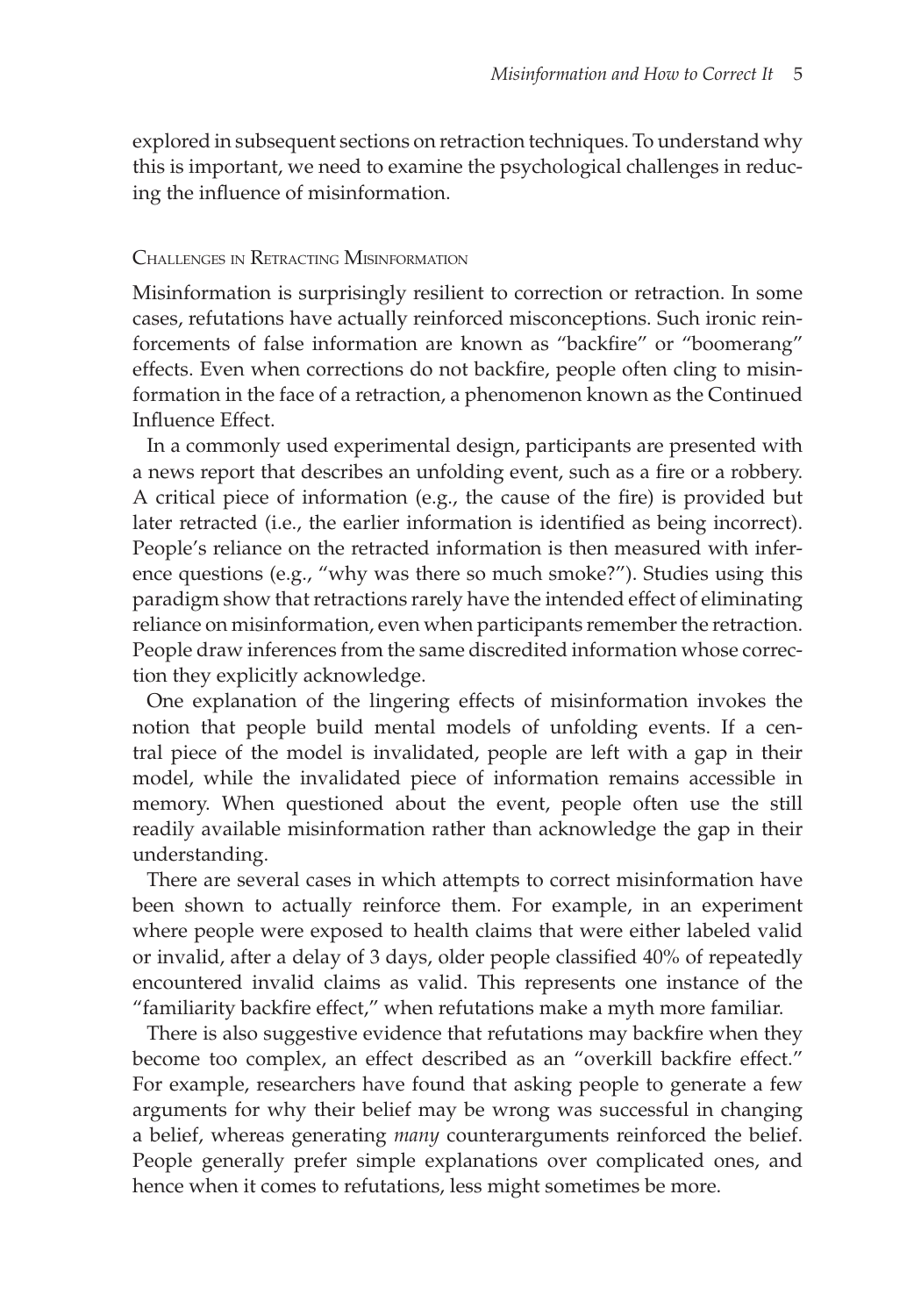explored in subsequent sections on retraction techniques. To understand why this is important, we need to examine the psychological challenges in reducing the influence of misinformation.

## Challenges in Retracting Misinformation

Misinformation is surprisingly resilient to correction or retraction. In some cases, refutations have actually reinforced misconceptions. Such ironic reinforcements of false information are known as "backfire" or "boomerang" effects. Even when corrections do not backfire, people often cling to misinformation in the face of a retraction, a phenomenon known as the Continued Influence Effect.

In a commonly used experimental design, participants are presented with a news report that describes an unfolding event, such as a fire or a robbery. A critical piece of information (e.g., the cause of the fire) is provided but later retracted (i.e., the earlier information is identified as being incorrect). People's reliance on the retracted information is then measured with inference questions (e.g., "why was there so much smoke?"). Studies using this paradigm show that retractions rarely have the intended effect of eliminating reliance on misinformation, even when participants remember the retraction. People draw inferences from the same discredited information whose correction they explicitly acknowledge.

One explanation of the lingering effects of misinformation invokes the notion that people build mental models of unfolding events. If a central piece of the model is invalidated, people are left with a gap in their model, while the invalidated piece of information remains accessible in memory. When questioned about the event, people often use the still readily available misinformation rather than acknowledge the gap in their understanding.

There are several cases in which attempts to correct misinformation have been shown to actually reinforce them. For example, in an experiment where people were exposed to health claims that were either labeled valid or invalid, after a delay of 3 days, older people classified 40% of repeatedly encountered invalid claims as valid. This represents one instance of the "familiarity backfire effect," when refutations make a myth more familiar.

There is also suggestive evidence that refutations may backfire when they become too complex, an effect described as an "overkill backfire effect." For example, researchers have found that asking people to generate a few arguments for why their belief may be wrong was successful in changing a belief, whereas generating *many* counterarguments reinforced the belief. People generally prefer simple explanations over complicated ones, and hence when it comes to refutations, less might sometimes be more.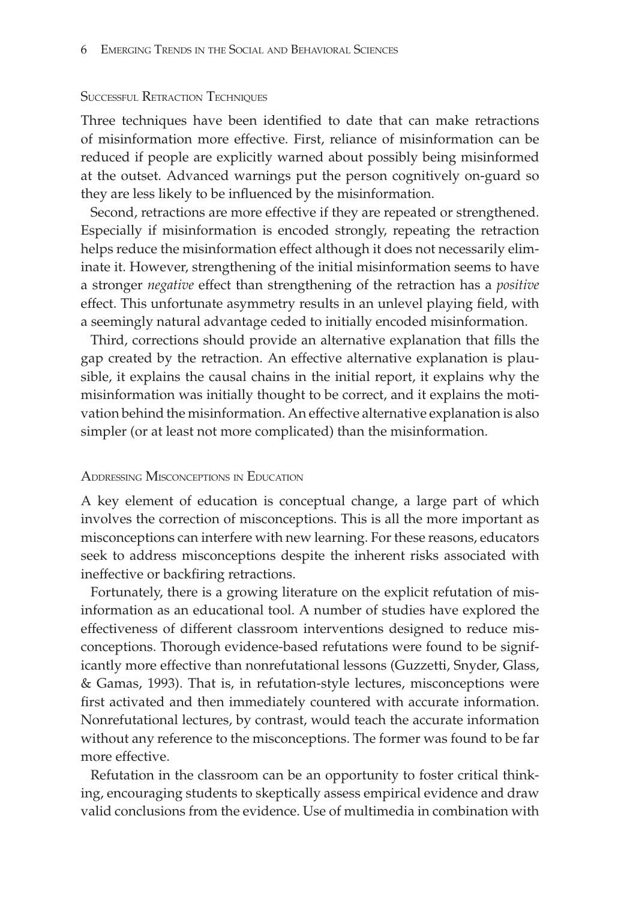### Successful Retraction Techniques

Three techniques have been identified to date that can make retractions of misinformation more effective. First, reliance of misinformation can be reduced if people are explicitly warned about possibly being misinformed at the outset. Advanced warnings put the person cognitively on-guard so they are less likely to be influenced by the misinformation.

Second, retractions are more effective if they are repeated or strengthened. Especially if misinformation is encoded strongly, repeating the retraction helps reduce the misinformation effect although it does not necessarily eliminate it. However, strengthening of the initial misinformation seems to have a stronger *negative* effect than strengthening of the retraction has a *positive* effect. This unfortunate asymmetry results in an unlevel playing field, with a seemingly natural advantage ceded to initially encoded misinformation.

Third, corrections should provide an alternative explanation that fills the gap created by the retraction. An effective alternative explanation is plausible, it explains the causal chains in the initial report, it explains why the misinformation was initially thought to be correct, and it explains the motivation behind the misinformation. An effective alternative explanation is also simpler (or at least not more complicated) than the misinformation.

### Addressing Misconceptions in Education

A key element of education is conceptual change, a large part of which involves the correction of misconceptions. This is all the more important as misconceptions can interfere with new learning. For these reasons, educators seek to address misconceptions despite the inherent risks associated with ineffective or backfiring retractions.

Fortunately, there is a growing literature on the explicit refutation of misinformation as an educational tool. A number of studies have explored the effectiveness of different classroom interventions designed to reduce misconceptions. Thorough evidence-based refutations were found to be significantly more effective than nonrefutational lessons (Guzzetti, Snyder, Glass, & Gamas, 1993). That is, in refutation-style lectures, misconceptions were first activated and then immediately countered with accurate information. Nonrefutational lectures, by contrast, would teach the accurate information without any reference to the misconceptions. The former was found to be far more effective.

Refutation in the classroom can be an opportunity to foster critical thinking, encouraging students to skeptically assess empirical evidence and draw valid conclusions from the evidence. Use of multimedia in combination with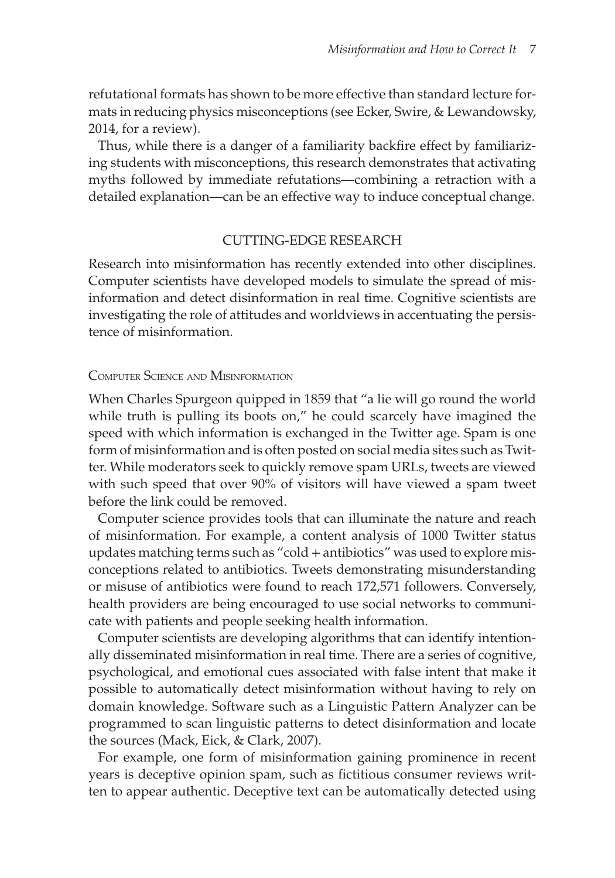refutational formats has shown to be more effective than standard lecture formats in reducing physics misconceptions (see Ecker, Swire, & Lewandowsky, 2014, for a review).

Thus, while there is a danger of a familiarity backfire effect by familiarizing students with misconceptions, this research demonstrates that activating myths followed by immediate refutations—combining a retraction with a detailed explanation—can be an effective way to induce conceptual change.

## CUTTING-EDGE RESEARCH

Research into misinformation has recently extended into other disciplines. Computer scientists have developed models to simulate the spread of misinformation and detect disinformation in real time. Cognitive scientists are investigating the role of attitudes and worldviews in accentuating the persistence of misinformation.

### Computer Science and Misinformation

When Charles Spurgeon quipped in 1859 that "a lie will go round the world while truth is pulling its boots on," he could scarcely have imagined the speed with which information is exchanged in the Twitter age. Spam is one form of misinformation and is often posted on social media sites such as Twitter. While moderators seek to quickly remove spam URLs, tweets are viewed with such speed that over 90% of visitors will have viewed a spam tweet before the link could be removed.

Computer science provides tools that can illuminate the nature and reach of misinformation. For example, a content analysis of 1000 Twitter status updates matching terms such as "cold + antibiotics" was used to explore misconceptions related to antibiotics. Tweets demonstrating misunderstanding or misuse of antibiotics were found to reach 172,571 followers. Conversely, health providers are being encouraged to use social networks to communicate with patients and people seeking health information.

Computer scientists are developing algorithms that can identify intentionally disseminated misinformation in real time. There are a series of cognitive, psychological, and emotional cues associated with false intent that make it possible to automatically detect misinformation without having to rely on domain knowledge. Software such as a Linguistic Pattern Analyzer can be programmed to scan linguistic patterns to detect disinformation and locate the sources (Mack, Eick, & Clark, 2007).

For example, one form of misinformation gaining prominence in recent years is deceptive opinion spam, such as fictitious consumer reviews written to appear authentic. Deceptive text can be automatically detected using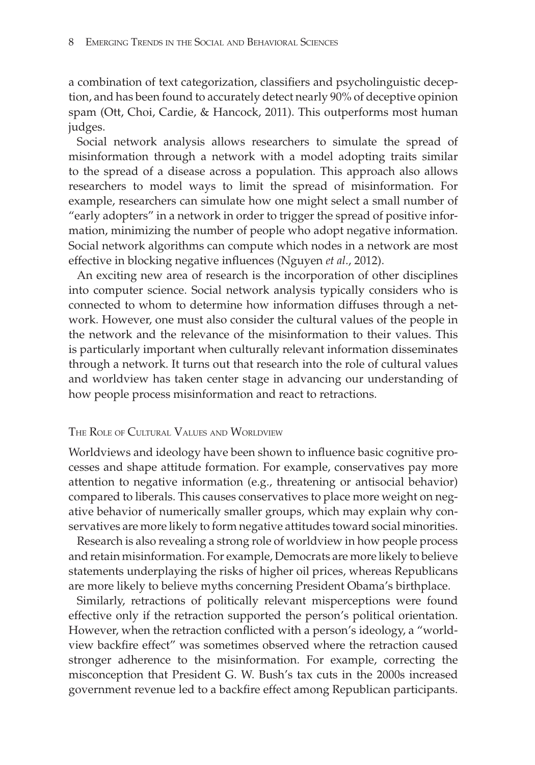a combination of text categorization, classifiers and psycholinguistic deception, and has been found to accurately detect nearly 90% of deceptive opinion spam (Ott, Choi, Cardie, & Hancock, 2011). This outperforms most human judges.

Social network analysis allows researchers to simulate the spread of misinformation through a network with a model adopting traits similar to the spread of a disease across a population. This approach also allows researchers to model ways to limit the spread of misinformation. For example, researchers can simulate how one might select a small number of "early adopters" in a network in order to trigger the spread of positive information, minimizing the number of people who adopt negative information. Social network algorithms can compute which nodes in a network are most effective in blocking negative influences (Nguyen *et al.*, 2012).

An exciting new area of research is the incorporation of other disciplines into computer science. Social network analysis typically considers who is connected to whom to determine how information diffuses through a network. However, one must also consider the cultural values of the people in the network and the relevance of the misinformation to their values. This is particularly important when culturally relevant information disseminates through a network. It turns out that research into the role of cultural values and worldview has taken center stage in advancing our understanding of how people process misinformation and react to retractions.

### The Role of Cultural Values and Worldview

Worldviews and ideology have been shown to influence basic cognitive processes and shape attitude formation. For example, conservatives pay more attention to negative information (e.g., threatening or antisocial behavior) compared to liberals. This causes conservatives to place more weight on negative behavior of numerically smaller groups, which may explain why conservatives are more likely to form negative attitudes toward social minorities.

Research is also revealing a strong role of worldview in how people process and retain misinformation. For example, Democrats are more likely to believe statements underplaying the risks of higher oil prices, whereas Republicans are more likely to believe myths concerning President Obama's birthplace.

Similarly, retractions of politically relevant misperceptions were found effective only if the retraction supported the person's political orientation. However, when the retraction conflicted with a person's ideology, a "worldview backfire effect" was sometimes observed where the retraction caused stronger adherence to the misinformation. For example, correcting the misconception that President G. W. Bush's tax cuts in the 2000s increased government revenue led to a backfire effect among Republican participants.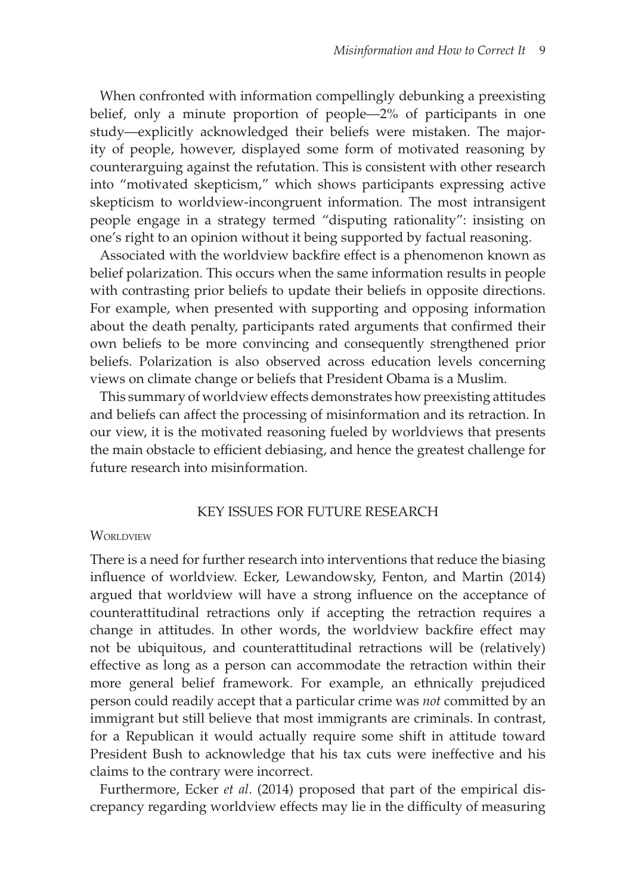When confronted with information compellingly debunking a preexisting belief, only a minute proportion of people—2% of participants in one study—explicitly acknowledged their beliefs were mistaken. The majority of people, however, displayed some form of motivated reasoning by counterarguing against the refutation. This is consistent with other research into "motivated skepticism," which shows participants expressing active skepticism to worldview-incongruent information. The most intransigent people engage in a strategy termed "disputing rationality": insisting on one's right to an opinion without it being supported by factual reasoning.

Associated with the worldview backfire effect is a phenomenon known as belief polarization. This occurs when the same information results in people with contrasting prior beliefs to update their beliefs in opposite directions. For example, when presented with supporting and opposing information about the death penalty, participants rated arguments that confirmed their own beliefs to be more convincing and consequently strengthened prior beliefs. Polarization is also observed across education levels concerning views on climate change or beliefs that President Obama is a Muslim.

This summary of worldview effects demonstrates how preexisting attitudes and beliefs can affect the processing of misinformation and its retraction. In our view, it is the motivated reasoning fueled by worldviews that presents the main obstacle to efficient debiasing, and hence the greatest challenge for future research into misinformation.

## KEY ISSUES FOR FUTURE RESEARCH

### Worldview

There is a need for further research into interventions that reduce the biasing influence of worldview. Ecker, Lewandowsky, Fenton, and Martin (2014) argued that worldview will have a strong influence on the acceptance of counterattitudinal retractions only if accepting the retraction requires a change in attitudes. In other words, the worldview backfire effect may not be ubiquitous, and counterattitudinal retractions will be (relatively) effective as long as a person can accommodate the retraction within their more general belief framework. For example, an ethnically prejudiced person could readily accept that a particular crime was *not* committed by an immigrant but still believe that most immigrants are criminals. In contrast, for a Republican it would actually require some shift in attitude toward President Bush to acknowledge that his tax cuts were ineffective and his claims to the contrary were incorrect.

Furthermore, Ecker *et al*. (2014) proposed that part of the empirical discrepancy regarding worldview effects may lie in the difficulty of measuring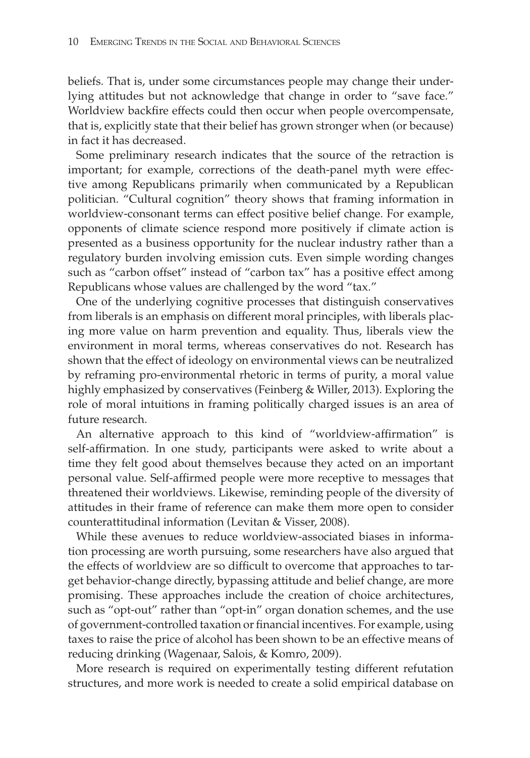beliefs. That is, under some circumstances people may change their underlying attitudes but not acknowledge that change in order to "save face." Worldview backfire effects could then occur when people overcompensate, that is, explicitly state that their belief has grown stronger when (or because) in fact it has decreased.

Some preliminary research indicates that the source of the retraction is important; for example, corrections of the death-panel myth were effective among Republicans primarily when communicated by a Republican politician. "Cultural cognition" theory shows that framing information in worldview-consonant terms can effect positive belief change. For example, opponents of climate science respond more positively if climate action is presented as a business opportunity for the nuclear industry rather than a regulatory burden involving emission cuts. Even simple wording changes such as "carbon offset" instead of "carbon tax" has a positive effect among Republicans whose values are challenged by the word "tax."

One of the underlying cognitive processes that distinguish conservatives from liberals is an emphasis on different moral principles, with liberals placing more value on harm prevention and equality. Thus, liberals view the environment in moral terms, whereas conservatives do not. Research has shown that the effect of ideology on environmental views can be neutralized by reframing pro-environmental rhetoric in terms of purity, a moral value highly emphasized by conservatives (Feinberg & Willer, 2013). Exploring the role of moral intuitions in framing politically charged issues is an area of future research.

An alternative approach to this kind of "worldview-affirmation" is self-affirmation. In one study, participants were asked to write about a time they felt good about themselves because they acted on an important personal value. Self-affirmed people were more receptive to messages that threatened their worldviews. Likewise, reminding people of the diversity of attitudes in their frame of reference can make them more open to consider counterattitudinal information (Levitan & Visser, 2008).

While these avenues to reduce worldview-associated biases in information processing are worth pursuing, some researchers have also argued that the effects of worldview are so difficult to overcome that approaches to target behavior-change directly, bypassing attitude and belief change, are more promising. These approaches include the creation of choice architectures, such as "opt-out" rather than "opt-in" organ donation schemes, and the use of government-controlled taxation or financial incentives. For example, using taxes to raise the price of alcohol has been shown to be an effective means of reducing drinking (Wagenaar, Salois, & Komro, 2009).

More research is required on experimentally testing different refutation structures, and more work is needed to create a solid empirical database on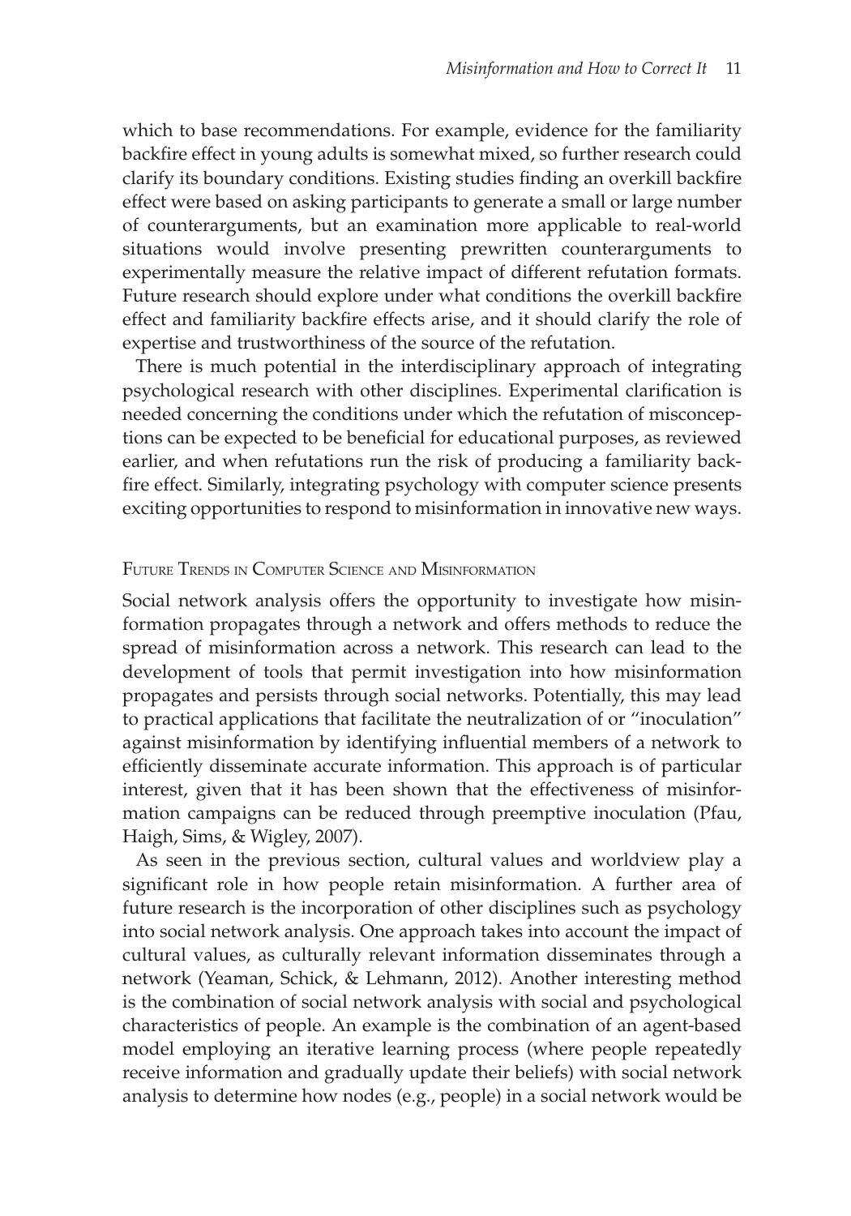which to base recommendations. For example, evidence for the familiarity backfire effect in young adults is somewhat mixed, so further research could clarify its boundary conditions. Existing studies finding an overkill backfire effect were based on asking participants to generate a small or large number of counterarguments, but an examination more applicable to real-world situations would involve presenting prewritten counterarguments to experimentally measure the relative impact of different refutation formats. Future research should explore under what conditions the overkill backfire effect and familiarity backfire effects arise, and it should clarify the role of expertise and trustworthiness of the source of the refutation.

There is much potential in the interdisciplinary approach of integrating psychological research with other disciplines. Experimental clarification is needed concerning the conditions under which the refutation of misconceptions can be expected to be beneficial for educational purposes, as reviewed earlier, and when refutations run the risk of producing a familiarity backfire effect. Similarly, integrating psychology with computer science presents exciting opportunities to respond to misinformation in innovative new ways.

## Future Trends in Computer Science and Misinformation

Social network analysis offers the opportunity to investigate how misinformation propagates through a network and offers methods to reduce the spread of misinformation across a network. This research can lead to the development of tools that permit investigation into how misinformation propagates and persists through social networks. Potentially, this may lead to practical applications that facilitate the neutralization of or "inoculation" against misinformation by identifying influential members of a network to efficiently disseminate accurate information. This approach is of particular interest, given that it has been shown that the effectiveness of misinformation campaigns can be reduced through preemptive inoculation (Pfau, Haigh, Sims, & Wigley, 2007).

As seen in the previous section, cultural values and worldview play a significant role in how people retain misinformation. A further area of future research is the incorporation of other disciplines such as psychology into social network analysis. One approach takes into account the impact of cultural values, as culturally relevant information disseminates through a network (Yeaman, Schick, & Lehmann, 2012). Another interesting method is the combination of social network analysis with social and psychological characteristics of people. An example is the combination of an agent-based model employing an iterative learning process (where people repeatedly receive information and gradually update their beliefs) with social network analysis to determine how nodes (e.g., people) in a social network would be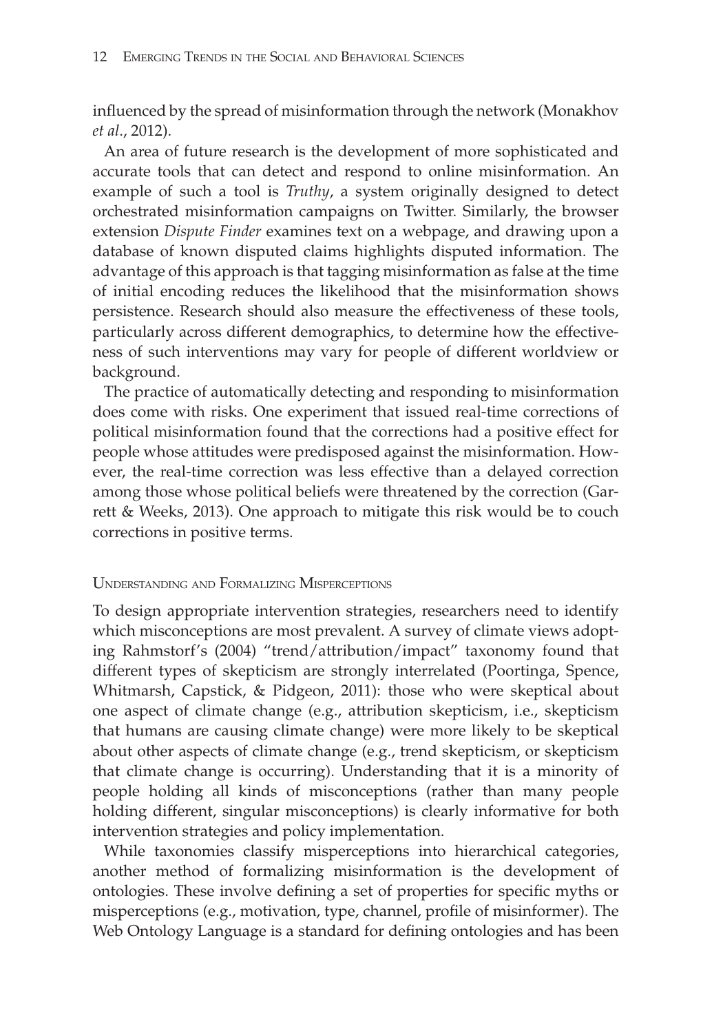influenced by the spread of misinformation through the network (Monakhov *et al.*, 2012).

An area of future research is the development of more sophisticated and accurate tools that can detect and respond to online misinformation. An example of such a tool is *Truthy*, a system originally designed to detect orchestrated misinformation campaigns on Twitter. Similarly, the browser extension *Dispute Finder* examines text on a webpage, and drawing upon a database of known disputed claims highlights disputed information. The advantage of this approach is that tagging misinformation as false at the time of initial encoding reduces the likelihood that the misinformation shows persistence. Research should also measure the effectiveness of these tools, particularly across different demographics, to determine how the effectiveness of such interventions may vary for people of different worldview or background.

The practice of automatically detecting and responding to misinformation does come with risks. One experiment that issued real-time corrections of political misinformation found that the corrections had a positive effect for people whose attitudes were predisposed against the misinformation. However, the real-time correction was less effective than a delayed correction among those whose political beliefs were threatened by the correction (Garrett & Weeks, 2013). One approach to mitigate this risk would be to couch corrections in positive terms.

## Understanding and Formalizing Misperceptions

To design appropriate intervention strategies, researchers need to identify which misconceptions are most prevalent. A survey of climate views adopting Rahmstorf's (2004) "trend/attribution/impact" taxonomy found that different types of skepticism are strongly interrelated (Poortinga, Spence, Whitmarsh, Capstick, & Pidgeon, 2011): those who were skeptical about one aspect of climate change (e.g., attribution skepticism, i.e., skepticism that humans are causing climate change) were more likely to be skeptical about other aspects of climate change (e.g., trend skepticism, or skepticism that climate change is occurring). Understanding that it is a minority of people holding all kinds of misconceptions (rather than many people holding different, singular misconceptions) is clearly informative for both intervention strategies and policy implementation.

While taxonomies classify misperceptions into hierarchical categories, another method of formalizing misinformation is the development of ontologies. These involve defining a set of properties for specific myths or misperceptions (e.g., motivation, type, channel, profile of misinformer). The Web Ontology Language is a standard for defining ontologies and has been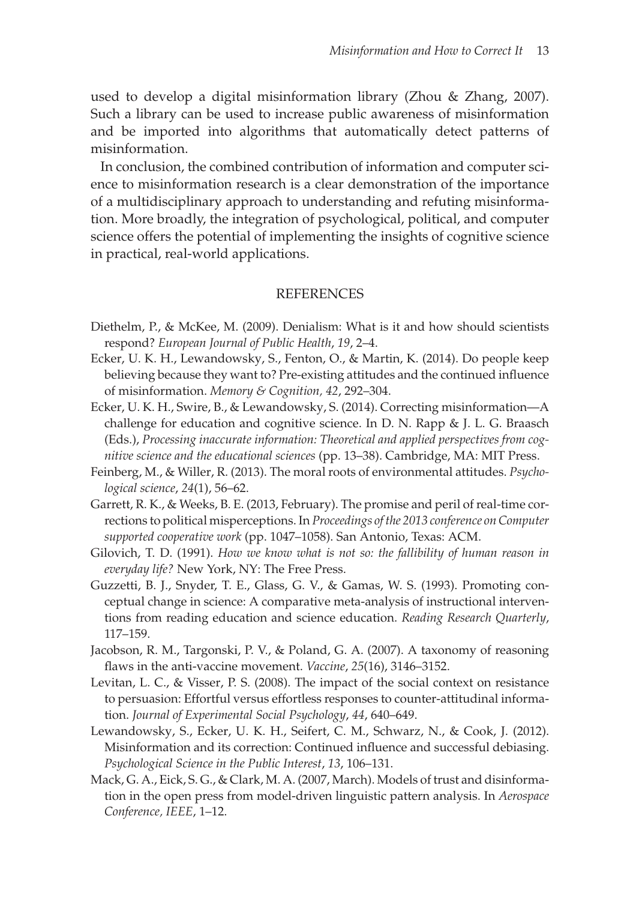used to develop a digital misinformation library (Zhou & Zhang, 2007). Such a library can be used to increase public awareness of misinformation and be imported into algorithms that automatically detect patterns of misinformation.

In conclusion, the combined contribution of information and computer science to misinformation research is a clear demonstration of the importance of a multidisciplinary approach to understanding and refuting misinformation. More broadly, the integration of psychological, political, and computer science offers the potential of implementing the insights of cognitive science in practical, real-world applications.

## REFERENCES

Diethelm, P., & McKee, M. (2009). Denialism: What is it and how should scientists respond? *European Journal of Public Health*, *19*, 2–4.

Ecker, U. K. H., Lewandowsky, S., Fenton, O., & Martin, K. (2014). Do people keep believing because they want to? Pre-existing attitudes and the continued influence of misinformation. *Memory & Cognition, 42*, 292–304.

Ecker, U. K. H., Swire, B., & Lewandowsky, S. (2014). Correcting misinformation—A challenge for education and cognitive science. In D. N. Rapp & J. L. G. Braasch (Eds.), *Processing inaccurate information: Theoretical and applied perspectives from cognitive science and the educational sciences* (pp. 13–38). Cambridge, MA: MIT Press.

Feinberg, M., & Willer, R. (2013). The moral roots of environmental attitudes. *Psychological science*, *24*(1), 56–62.

Garrett, R. K., & Weeks, B. E. (2013, February). The promise and peril of real-time corrections to political misperceptions. In *Proceedings of the 2013 conference on Computer supported cooperative work* (pp. 1047–1058). San Antonio, Texas: ACM.

Gilovich, T. D. (1991). *How we know what is not so: the fallibility of human reason in everyday life?* New York, NY: The Free Press.

Guzzetti, B. J., Snyder, T. E., Glass, G. V., & Gamas, W. S. (1993). Promoting conceptual change in science: A comparative meta-analysis of instructional interventions from reading education and science education. *Reading Research Quarterly*, 117–159.

Jacobson, R. M., Targonski, P. V., & Poland, G. A. (2007). A taxonomy of reasoning flaws in the anti-vaccine movement. *Vaccine*, *25*(16), 3146–3152.

Levitan, L. C., & Visser, P. S. (2008). The impact of the social context on resistance to persuasion: Effortful versus effortless responses to counter-attitudinal information. *Journal of Experimental Social Psychology*, *44*, 640–649.

Lewandowsky, S., Ecker, U. K. H., Seifert, C. M., Schwarz, N., & Cook, J. (2012). Misinformation and its correction: Continued influence and successful debiasing. *Psychological Science in the Public Interest*, *13*, 106–131.

Mack, G. A., Eick, S. G., & Clark, M. A. (2007, March). Models of trust and disinformation in the open press from model-driven linguistic pattern analysis. In *Aerospace Conference, IEEE*, 1–12.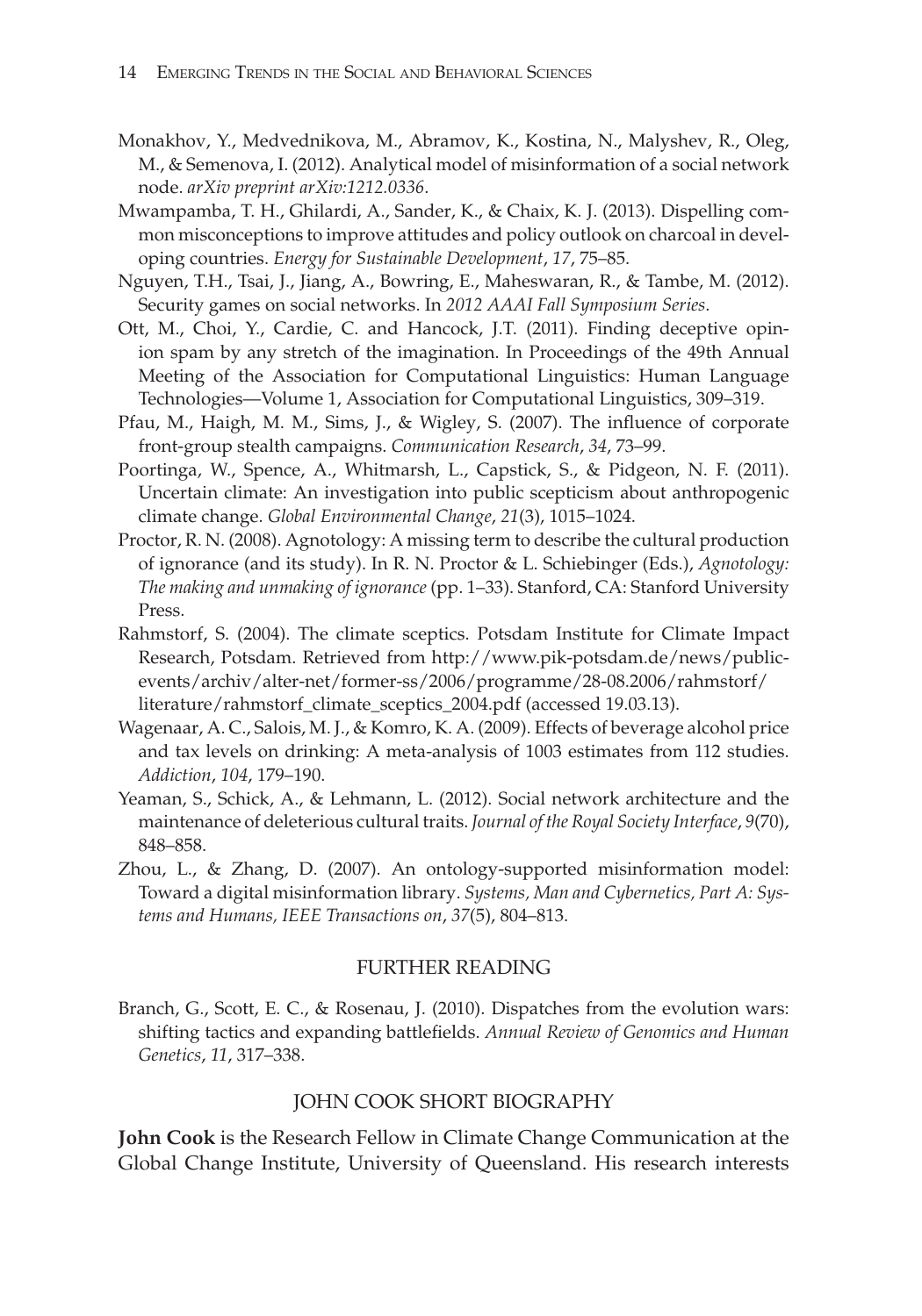Monakhov, Y., Medvednikova, M., Abramov, K., Kostina, N., Malyshev, R., Oleg, M., & Semenova, I. (2012). Analytical model of misinformation of a social network node. *arXiv preprint arXiv:1212.0336*.

Mwampamba, T. H., Ghilardi, A., Sander, K., & Chaix, K. J. (2013). Dispelling common misconceptions to improve attitudes and policy outlook on charcoal in developing countries. *Energy for Sustainable Development*, *17*, 75–85.

Nguyen, T.H., Tsai, J., Jiang, A., Bowring, E., Maheswaran, R., & Tambe, M. (2012). Security games on social networks. In *2012 AAAI Fall Symposium Series*.

Ott, M., Choi, Y., Cardie, C. and Hancock, J.T. (2011). Finding deceptive opinion spam by any stretch of the imagination. In Proceedings of the 49th Annual Meeting of the Association for Computational Linguistics: Human Language Technologies—Volume 1, Association for Computational Linguistics, 309–319.

Pfau, M., Haigh, M. M., Sims, J., & Wigley, S. (2007). The influence of corporate front-group stealth campaigns. *Communication Research*, *34*, 73–99.

Poortinga, W., Spence, A., Whitmarsh, L., Capstick, S., & Pidgeon, N. F. (2011). Uncertain climate: An investigation into public scepticism about anthropogenic climate change. *Global Environmental Change*, *21*(3), 1015–1024.

Proctor, R. N. (2008). Agnotology: A missing term to describe the cultural production of ignorance (and its study). In R. N. Proctor & L. Schiebinger (Eds.), *Agnotology: The making and unmaking of ignorance* (pp. 1–33). Stanford, CA: Stanford University Press.

Rahmstorf, S. (2004). The climate sceptics. Potsdam Institute for Climate Impact Research, Potsdam. Retrieved from http://www.pik-potsdam.de/news/public-events/archiv/alter-net/former-ss/2006/programme/28-08.2006/rahmstorf/literature/rahmstorf_climate_sceptics_2004.pdf (accessed 19.03.13).

Wagenaar, A. C., Salois, M. J., & Komro, K. A. (2009). Effects of beverage alcohol price and tax levels on drinking: A meta-analysis of 1003 estimates from 112 studies. *Addiction*, *104*, 179–190.

Yeaman, S., Schick, A., & Lehmann, L. (2012). Social network architecture and the maintenance of deleterious cultural traits. *Journal of the Royal Society Interface*, *9*(70), 848–858.

Zhou, L., & Zhang, D. (2007). An ontology-supported misinformation model: Toward a digital misinformation library. *Systems, Man and Cybernetics, Part A: Systems and Humans, IEEE Transactions on*, *37*(5), 804–813.

## FURTHER READING

Branch, G., Scott, E. C., & Rosenau, J. (2010). Dispatches from the evolution wars: shifting tactics and expanding battlefields. *Annual Review of Genomics and Human Genetics*, *11*, 317–338.

## JOHN COOK SHORT BIOGRAPHY

**John Cook** is the Research Fellow in Climate Change Communication at the Global Change Institute, University of Queensland. His research interests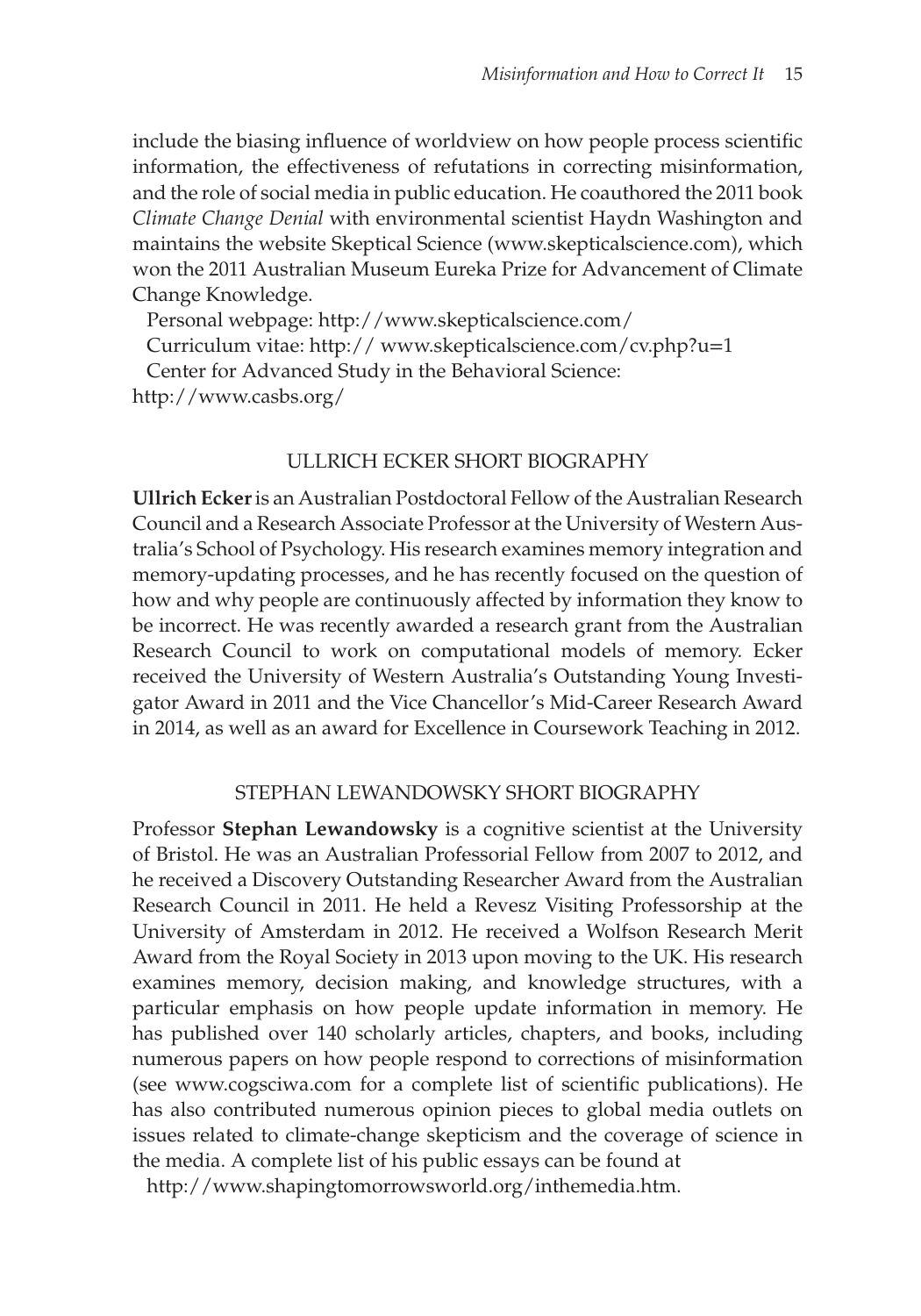include the biasing influence of worldview on how people process scientific information, the effectiveness of refutations in correcting misinformation, and the role of social media in public education. He coauthored the 2011 book *Climate Change Denial* with environmental scientist Haydn Washington and maintains the website Skeptical Science (www.skepticalscience.com), which won the 2011 Australian Museum Eureka Prize for Advancement of Climate Change Knowledge.

Personal webpage: http://www.skepticalscience.com/

Curriculum vitae: http:// www.skepticalscience.com/cv.php?u=1

Center for Advanced Study in the Behavioral Science: http://www.casbs.org/

## ULLRICH ECKER SHORT BIOGRAPHY

**Ullrich Ecker** is an Australian Postdoctoral Fellow of the Australian Research Council and a Research Associate Professor at the University of Western Australia's School of Psychology. His research examines memory integration and memory-updating processes, and he has recently focused on the question of how and why people are continuously affected by information they know to be incorrect. He was recently awarded a research grant from the Australian Research Council to work on computational models of memory. Ecker received the University of Western Australia's Outstanding Young Investigator Award in 2011 and the Vice Chancellor's Mid-Career Research Award in 2014, as well as an award for Excellence in Coursework Teaching in 2012.

## STEPHAN LEWANDOWSKY SHORT BIOGRAPHY

Professor **Stephan Lewandowsky** is a cognitive scientist at the University of Bristol. He was an Australian Professorial Fellow from 2007 to 2012, and he received a Discovery Outstanding Researcher Award from the Australian Research Council in 2011. He held a Revesz Visiting Professorship at the University of Amsterdam in 2012. He received a Wolfson Research Merit Award from the Royal Society in 2013 upon moving to the UK. His research examines memory, decision making, and knowledge structures, with a particular emphasis on how people update information in memory. He has published over 140 scholarly articles, chapters, and books, including numerous papers on how people respond to corrections of misinformation (see www.cogsciwa.com for a complete list of scientific publications). He has also contributed numerous opinion pieces to global media outlets on issues related to climate-change skepticism and the coverage of science in the media. A complete list of his public essays can be found at

http://www.shapingtomorrowsworld.org/inthemedia.htm.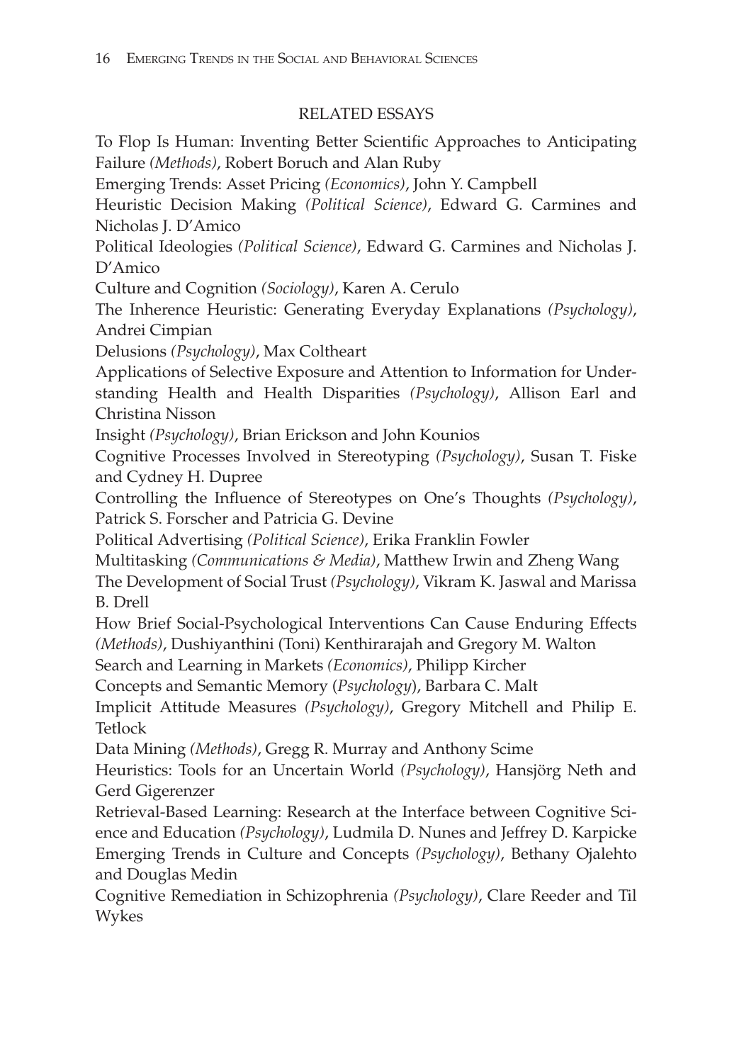## RELATED ESSAYS

To Flop Is Human: Inventing Better Scientific Approaches to Anticipating Failure *(Methods)*, Robert Boruch and Alan Ruby

Emerging Trends: Asset Pricing *(Economics)*, John Y. Campbell

Heuristic Decision Making *(Political Science)*, Edward G. Carmines and Nicholas J. D'Amico

Political Ideologies *(Political Science)*, Edward G. Carmines and Nicholas J. D'Amico

Culture and Cognition *(Sociology)*, Karen A. Cerulo

The Inherence Heuristic: Generating Everyday Explanations *(Psychology)*, Andrei Cimpian

Delusions *(Psychology)*, Max Coltheart

Applications of Selective Exposure and Attention to Information for Understanding Health and Health Disparities *(Psychology)*, Allison Earl and Christina Nisson

Insight *(Psychology)*, Brian Erickson and John Kounios

Cognitive Processes Involved in Stereotyping *(Psychology)*, Susan T. Fiske and Cydney H. Dupree

Controlling the Influence of Stereotypes on One's Thoughts *(Psychology)*, Patrick S. Forscher and Patricia G. Devine

Political Advertising *(Political Science)*, Erika Franklin Fowler

Multitasking *(Communications & Media)*, Matthew Irwin and Zheng Wang

The Development of Social Trust *(Psychology)*, Vikram K. Jaswal and Marissa B. Drell

How Brief Social-Psychological Interventions Can Cause Enduring Effects *(Methods)*, Dushiyanthini (Toni) Kenthirarajah and Gregory M. Walton

Search and Learning in Markets *(Economics)*, Philipp Kircher

Concepts and Semantic Memory (*Psychology*), Barbara C. Malt

Implicit Attitude Measures *(Psychology)*, Gregory Mitchell and Philip E. Tetlock

Data Mining *(Methods)*, Gregg R. Murray and Anthony Scime

Heuristics: Tools for an Uncertain World *(Psychology)*, Hansjörg Neth and Gerd Gigerenzer

Retrieval-Based Learning: Research at the Interface between Cognitive Science and Education *(Psychology)*, Ludmila D. Nunes and Jeffrey D. Karpicke

Emerging Trends in Culture and Concepts *(Psychology)*, Bethany Ojalehto and Douglas Medin

Cognitive Remediation in Schizophrenia *(Psychology)*, Clare Reeder and Til Wykes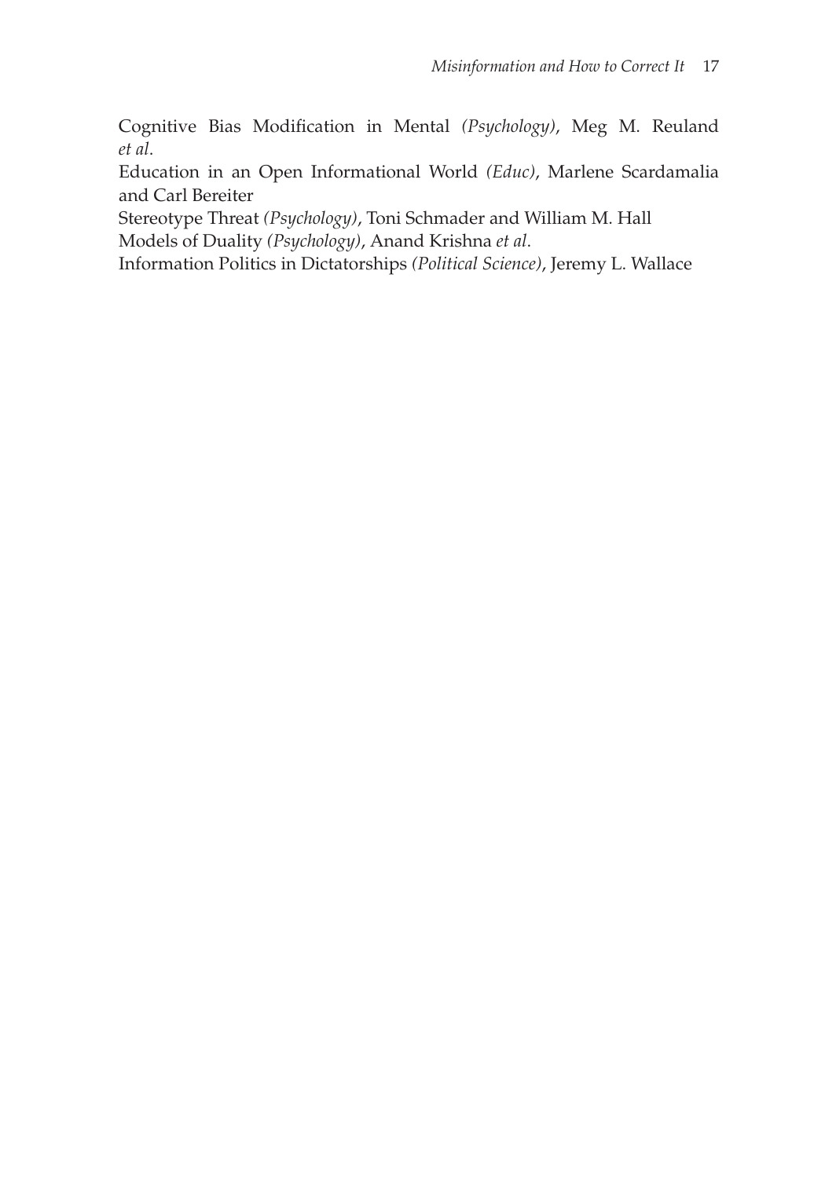Cognitive Bias Modification in Mental *(Psychology)*, Meg M. Reuland *et al*.

Education in an Open Informational World *(Educ)*, Marlene Scardamalia and Carl Bereiter

Stereotype Threat *(Psychology)*, Toni Schmader and William M. Hall

Models of Duality *(Psychology)*, Anand Krishna *et al*.

Information Politics in Dictatorships *(Political Science)*, Jeremy L. Wallace